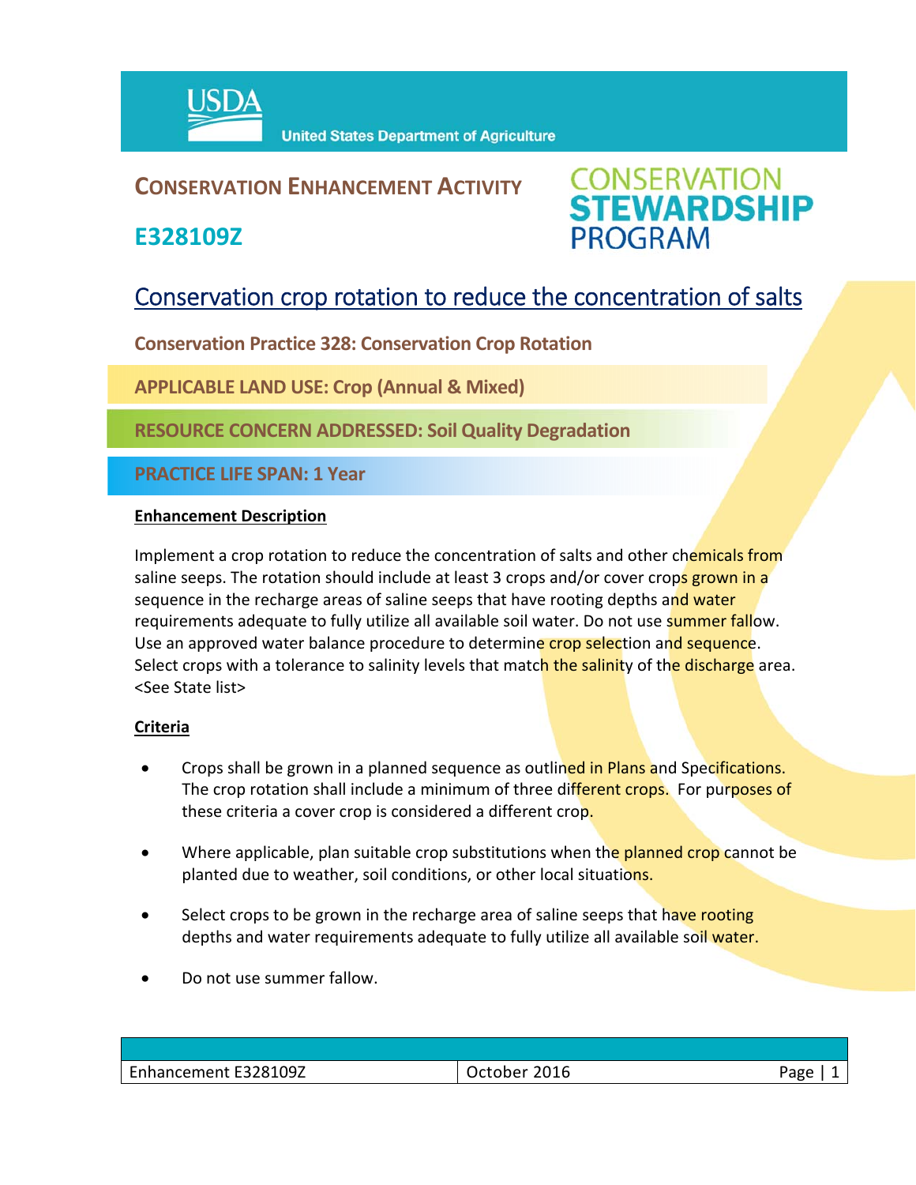**United States Department of Agriculture**

# CONSERVATION ENHANCEMENT ACTIVITY

## E328109Z

**CONSERVATION STEWARDSHIP PROGRAM**

## Conservation crop rotation to reduce the concentration of salts

**Conservation Practice 328: Conservation Crop Rotation**

**APPLICABLE LAND USE: Crop (Annual & Mixed)**

**RESOURCE CONCERN ADDRESSED: Soil Quality Degradation**

**PRACTICE LIFE SPAN: 1 Year**

### Enhancement Description

Implement a crop rotation to reduce the concentration of salts and other chemicals from saline seeps. The rotation should include at least 3 crops and/or cover crops grown in a sequence in the recharge areas of saline seeps that have rooting depths and water requirements adequate to fully utilize all available soil water. Do not use summer fallow. Use an approved water balance procedure to determine crop selection and sequence. Select crops with a tolerance to salinity levels that match the salinity of the discharge area. <See State list>

### Criteria

- Crops shall be grown in a planned sequence as outlined in Plans and Specifications. The crop rotation shall include a minimum of three different crops. For purposes of these criteria a cover crop is considered a different crop.
- Where applicable, plan suitable crop substitutions when the planned crop cannot be planted due to weather, soil conditions, or other local situations.
- Select crops to be grown in the recharge area of saline seeps that have rooting depths and water requirements adequate to fully utilize all available soil water.
- Do not use summer fallow.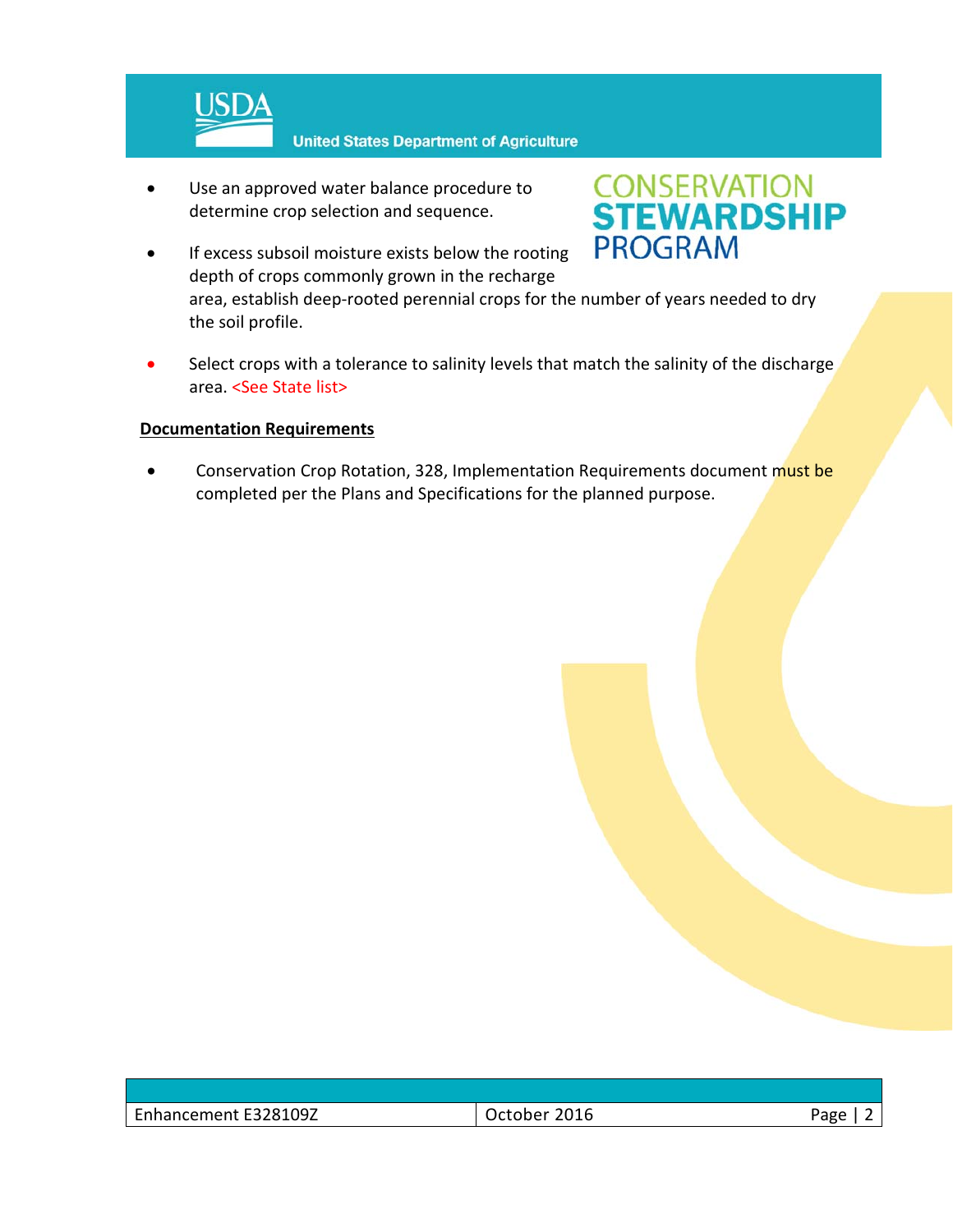- Use an approved water balance procedure to determine crop selection and sequence.

- If excess subsoil moisture exists below the rooting depth of crops commonly grown in the recharge area, establish deep-rooted perennial crops for the number of years needed to dry the soil profile.

- Select crops with a tolerance to salinity levels that match the salinity of the discharge area. <See State list>

**Documentation Requirements**

- Conservation Crop Rotation, 328, Implementation Requirements document must be completed per the Plans and Specifications for the planned purpose.